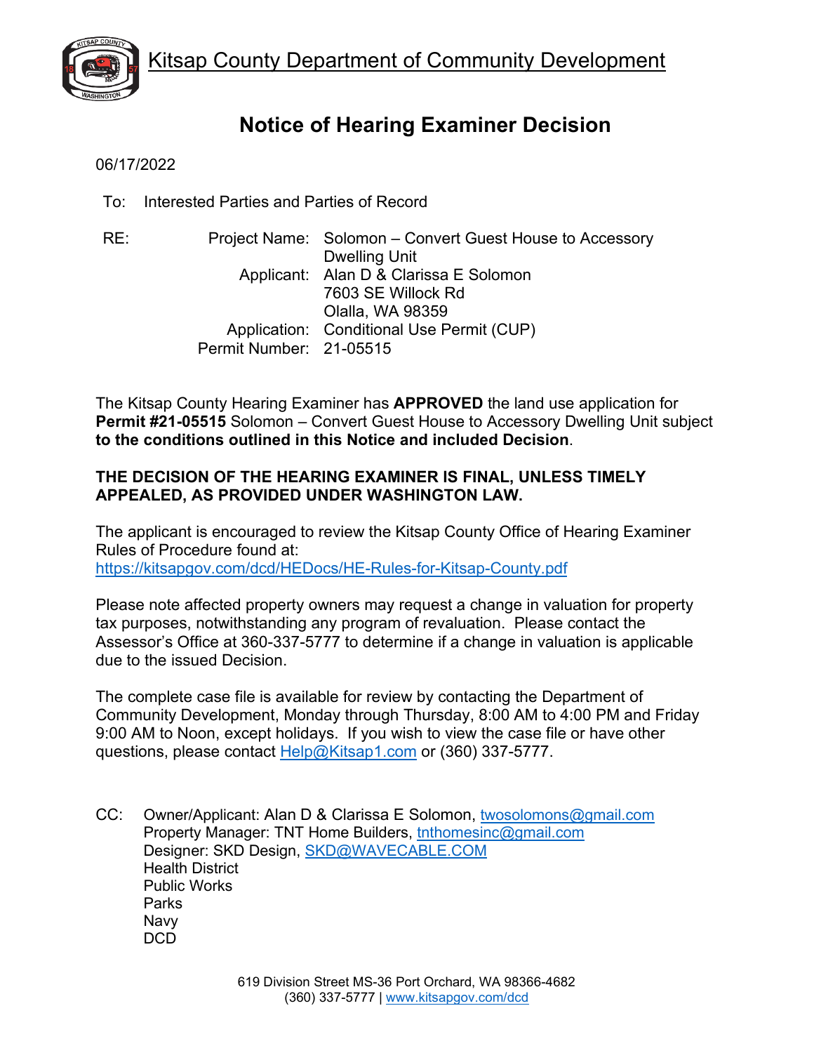Kitsap County Department of Community Development

# Notice of Hearing Examiner Decision

06/17/2022

To: Interested Parties and Parties of Record

RE:

| | |
|---|---|
| Project Name: | Solomon – Convert Guest House to Accessory Dwelling Unit |
| Applicant: | Alan D & Clarissa E Solomon<br>7603 SE Willock Rd<br>Olalla, WA 98359 |
| Application: | Conditional Use Permit (CUP) |
| Permit Number: | 21-05515 |

The Kitsap County Hearing Examiner has **APPROVED** the land use application for **Permit #21-05515** Solomon – Convert Guest House to Accessory Dwelling Unit subject **to the conditions outlined in this Notice and included Decision**.

**THE DECISION OF THE HEARING EXAMINER IS FINAL, UNLESS TIMELY APPEALED, AS PROVIDED UNDER WASHINGTON LAW.**

The applicant is encouraged to review the Kitsap County Office of Hearing Examiner Rules of Procedure found at: https://kitsapgov.com/dcd/HEDocs/HE-Rules-for-Kitsap-County.pdf

Please note affected property owners may request a change in valuation for property tax purposes, notwithstanding any program of revaluation. Please contact the Assessor's Office at 360-337-5777 to determine if a change in valuation is applicable due to the issued Decision.

The complete case file is available for review by contacting the Department of Community Development, Monday through Thursday, 8:00 AM to 4:00 PM and Friday 9:00 AM to Noon, except holidays. If you wish to view the case file or have other questions, please contact Help@Kitsap1.com or (360) 337-5777.

CC: Owner/Applicant: Alan D & Clarissa E Solomon, twosolomons@gmail.com
Property Manager: TNT Home Builders, tnthomesinc@gmail.com
Designer: SKD Design, SKD@WAVECABLE.COM
Health District
Public Works
Parks
Navy
DCD

619 Division Street MS-36 Port Orchard, WA 98366-4682
(360) 337-5777 | www.kitsapgov.com/dcd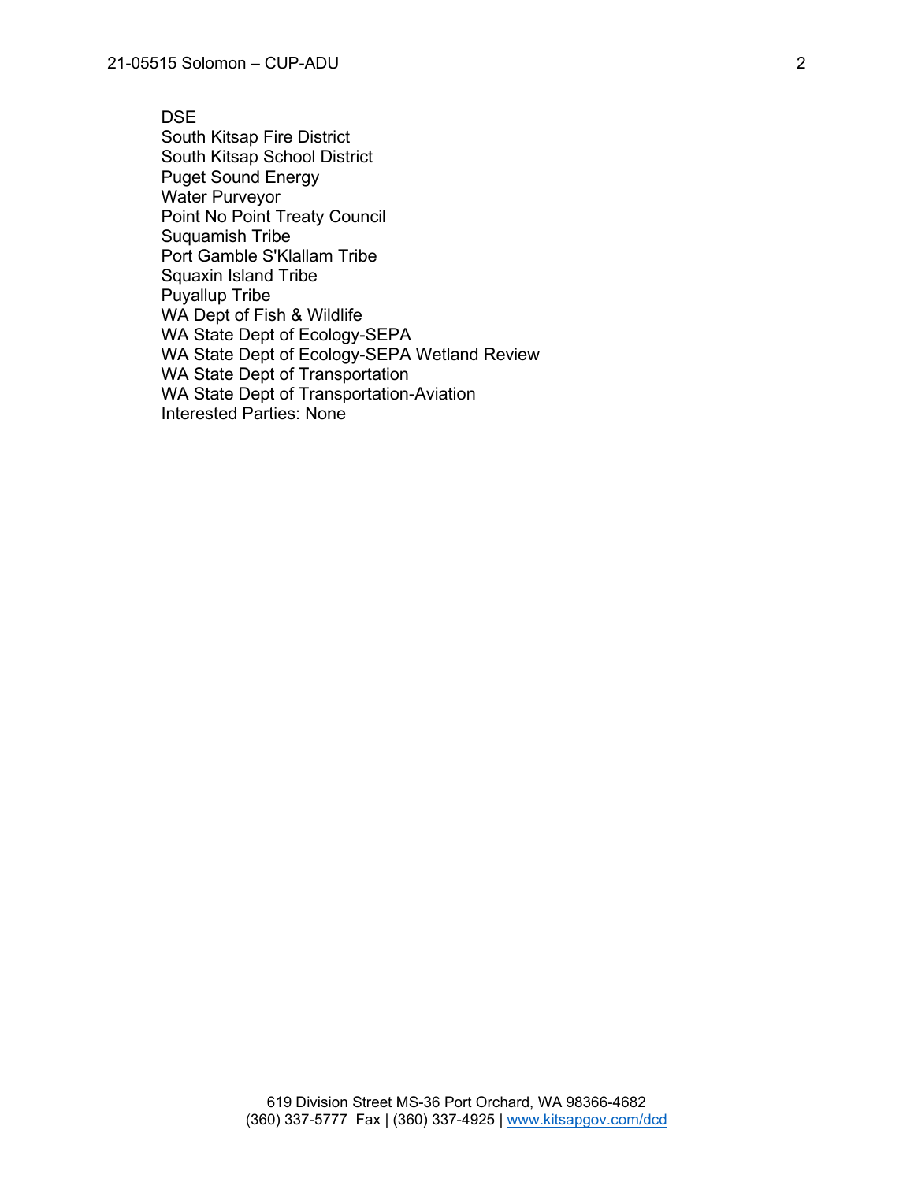DSE
South Kitsap Fire District
South Kitsap School District
Puget Sound Energy
Water Purveyor
Point No Point Treaty Council
Suquamish Tribe
Port Gamble S'Klallam Tribe
Squaxin Island Tribe
Puyallup Tribe
WA Dept of Fish & Wildlife
WA State Dept of Ecology-SEPA
WA State Dept of Ecology-SEPA Wetland Review
WA State Dept of Transportation
WA State Dept of Transportation-Aviation
Interested Parties: None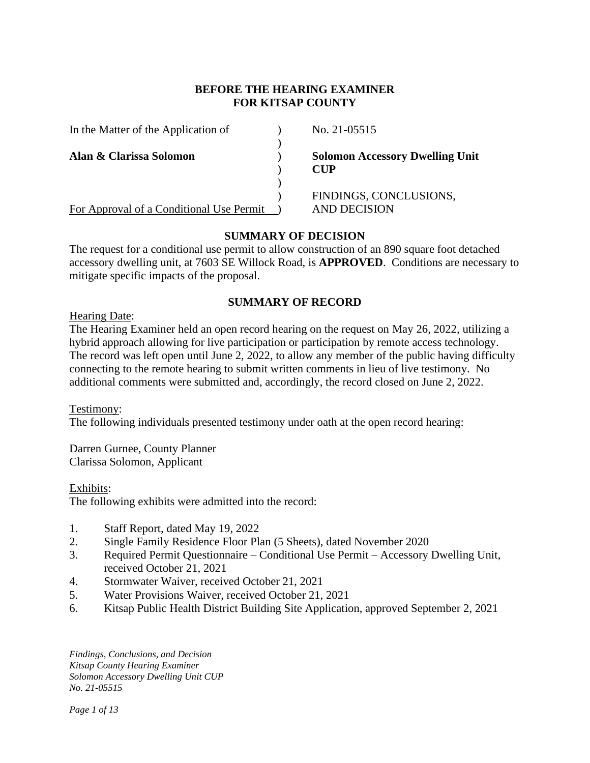**BEFORE THE HEARING EXAMINER**
**FOR KITSAP COUNTY**

| | | |
|---|---|---|
| In the Matter of the Application of | ) | No. 21-05515 |
| | ) | |
| **Alan & Clarissa Solomon** | ) | **Solomon Accessory Dwelling Unit** |
| | ) | **CUP** |
| | ) | |
| | ) | FINDINGS, CONCLUSIONS, |
| For Approval of a Conditional Use Permit | ) | AND DECISION |

## SUMMARY OF DECISION

The request for a conditional use permit to allow construction of an 890 square foot detached accessory dwelling unit, at 7603 SE Willock Road, is **APPROVED**. Conditions are necessary to mitigate specific impacts of the proposal.

## SUMMARY OF RECORD

Hearing Date:

The Hearing Examiner held an open record hearing on the request on May 26, 2022, utilizing a hybrid approach allowing for live participation or participation by remote access technology. The record was left open until June 2, 2022, to allow any member of the public having difficulty connecting to the remote hearing to submit written comments in lieu of live testimony. No additional comments were submitted and, accordingly, the record closed on June 2, 2022.

Testimony:

The following individuals presented testimony under oath at the open record hearing:

Darren Gurnee, County Planner
Clarissa Solomon, Applicant

Exhibits:

The following exhibits were admitted into the record:

1. Staff Report, dated May 19, 2022
2. Single Family Residence Floor Plan (5 Sheets), dated November 2020
3. Required Permit Questionnaire – Conditional Use Permit – Accessory Dwelling Unit, received October 21, 2021
4. Stormwater Waiver, received October 21, 2021
5. Water Provisions Waiver, received October 21, 2021
6. Kitsap Public Health District Building Site Application, approved September 2, 2021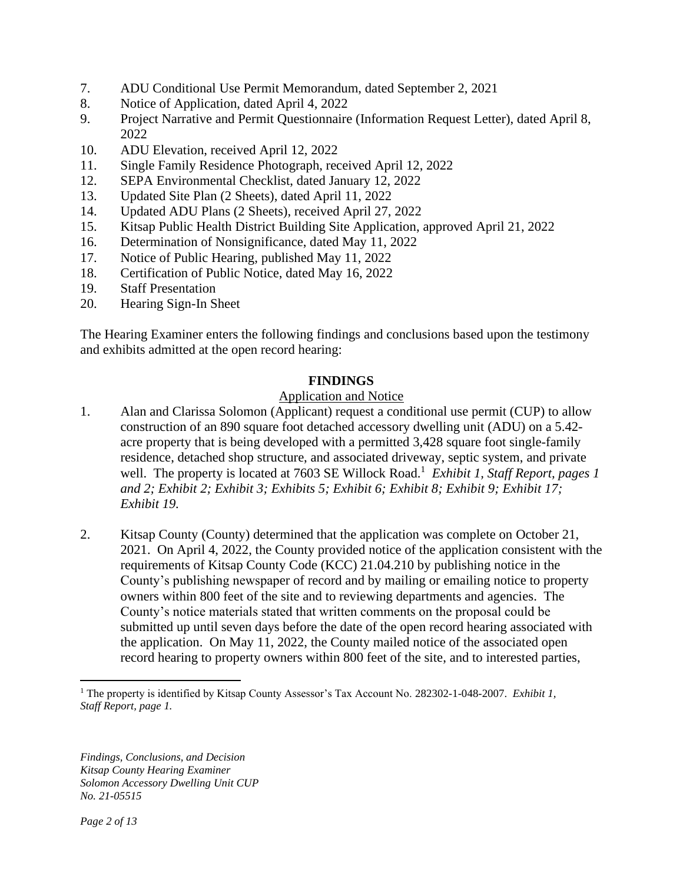7. ADU Conditional Use Permit Memorandum, dated September 2, 2021
8. Notice of Application, dated April 4, 2022
9. Project Narrative and Permit Questionnaire (Information Request Letter), dated April 8, 2022
10. ADU Elevation, received April 12, 2022
11. Single Family Residence Photograph, received April 12, 2022
12. SEPA Environmental Checklist, dated January 12, 2022
13. Updated Site Plan (2 Sheets), dated April 11, 2022
14. Updated ADU Plans (2 Sheets), received April 27, 2022
15. Kitsap Public Health District Building Site Application, approved April 21, 2022
16. Determination of Nonsignificance, dated May 11, 2022
17. Notice of Public Hearing, published May 11, 2022
18. Certification of Public Notice, dated May 16, 2022
19. Staff Presentation
20. Hearing Sign-In Sheet

The Hearing Examiner enters the following findings and conclusions based upon the testimony and exhibits admitted at the open record hearing:

## FINDINGS

### Application and Notice

1. Alan and Clarissa Solomon (Applicant) request a conditional use permit (CUP) to allow construction of an 890 square foot detached accessory dwelling unit (ADU) on a 5.42-acre property that is being developed with a permitted 3,428 square foot single-family residence, detached shop structure, and associated driveway, septic system, and private well. The property is located at 7603 SE Willock Road.[1] *Exhibit 1, Staff Report, pages 1 and 2; Exhibit 2; Exhibit 3; Exhibits 5; Exhibit 6; Exhibit 8; Exhibit 9; Exhibit 17; Exhibit 19.*

2. Kitsap County (County) determined that the application was complete on October 21, 2021. On April 4, 2022, the County provided notice of the application consistent with the requirements of Kitsap County Code (KCC) 21.04.210 by publishing notice in the County's publishing newspaper of record and by mailing or emailing notice to property owners within 800 feet of the site and to reviewing departments and agencies. The County's notice materials stated that written comments on the proposal could be submitted up until seven days before the date of the open record hearing associated with the application. On May 11, 2022, the County mailed notice of the associated open record hearing to property owners within 800 feet of the site, and to interested parties,

---

[1] The property is identified by Kitsap County Assessor's Tax Account No. 282302-1-048-2007. *Exhibit 1, Staff Report, page 1.*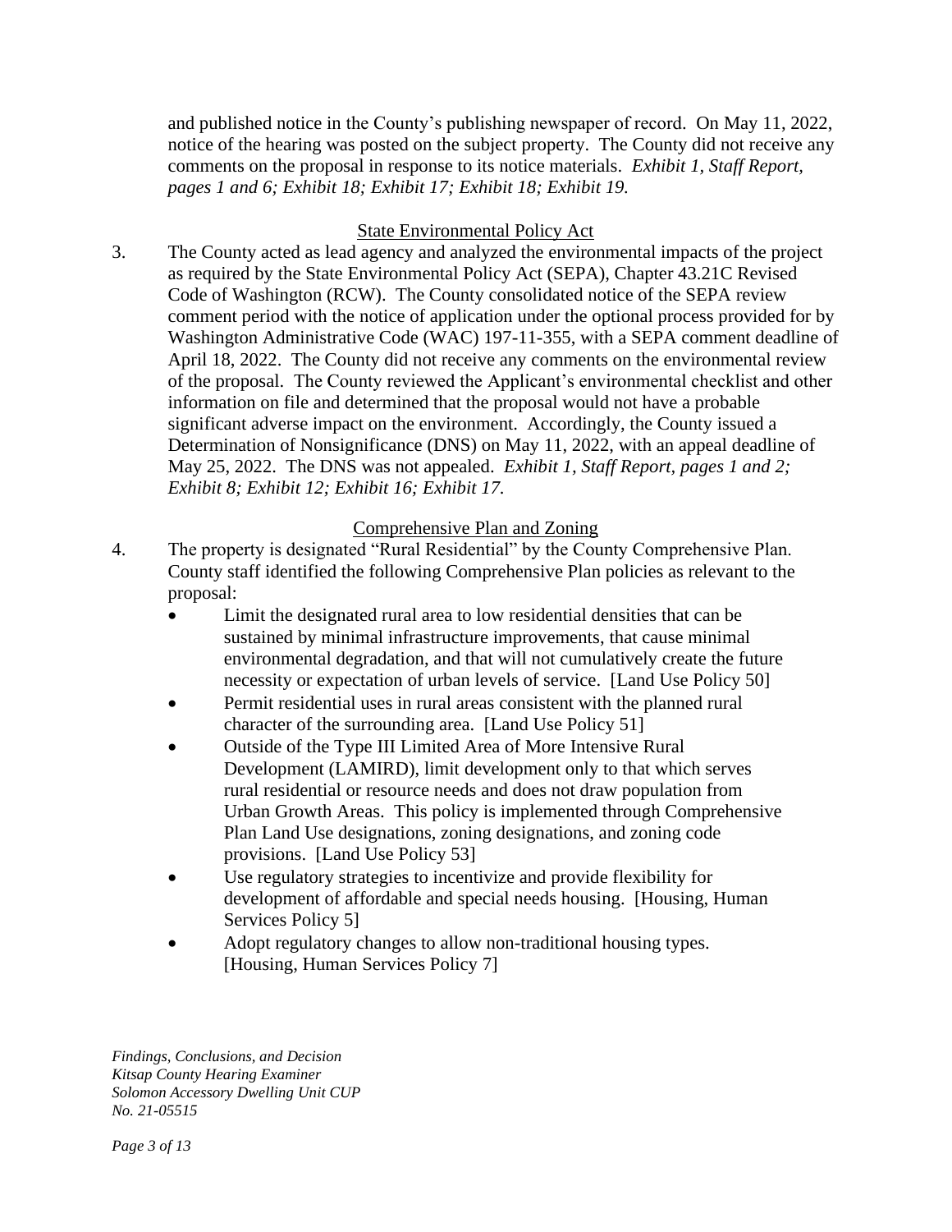and published notice in the County's publishing newspaper of record. On May 11, 2022, notice of the hearing was posted on the subject property. The County did not receive any comments on the proposal in response to its notice materials. *Exhibit 1, Staff Report, pages 1 and 6; Exhibit 18; Exhibit 17; Exhibit 18; Exhibit 19.*

State Environmental Policy Act

3. The County acted as lead agency and analyzed the environmental impacts of the project as required by the State Environmental Policy Act (SEPA), Chapter 43.21C Revised Code of Washington (RCW). The County consolidated notice of the SEPA review comment period with the notice of application under the optional process provided for by Washington Administrative Code (WAC) 197-11-355, with a SEPA comment deadline of April 18, 2022. The County did not receive any comments on the environmental review of the proposal. The County reviewed the Applicant's environmental checklist and other information on file and determined that the proposal would not have a probable significant adverse impact on the environment. Accordingly, the County issued a Determination of Nonsignificance (DNS) on May 11, 2022, with an appeal deadline of May 25, 2022. The DNS was not appealed. *Exhibit 1, Staff Report, pages 1 and 2; Exhibit 8; Exhibit 12; Exhibit 16; Exhibit 17.*

Comprehensive Plan and Zoning

4. The property is designated "Rural Residential" by the County Comprehensive Plan. County staff identified the following Comprehensive Plan policies as relevant to the proposal:
   - Limit the designated rural area to low residential densities that can be sustained by minimal infrastructure improvements, that cause minimal environmental degradation, and that will not cumulatively create the future necessity or expectation of urban levels of service. [Land Use Policy 50]
   - Permit residential uses in rural areas consistent with the planned rural character of the surrounding area. [Land Use Policy 51]
   - Outside of the Type III Limited Area of More Intensive Rural Development (LAMIRD), limit development only to that which serves rural residential or resource needs and does not draw population from Urban Growth Areas. This policy is implemented through Comprehensive Plan Land Use designations, zoning designations, and zoning code provisions. [Land Use Policy 53]
   - Use regulatory strategies to incentivize and provide flexibility for development of affordable and special needs housing. [Housing, Human Services Policy 5]
   - Adopt regulatory changes to allow non-traditional housing types. [Housing, Human Services Policy 7]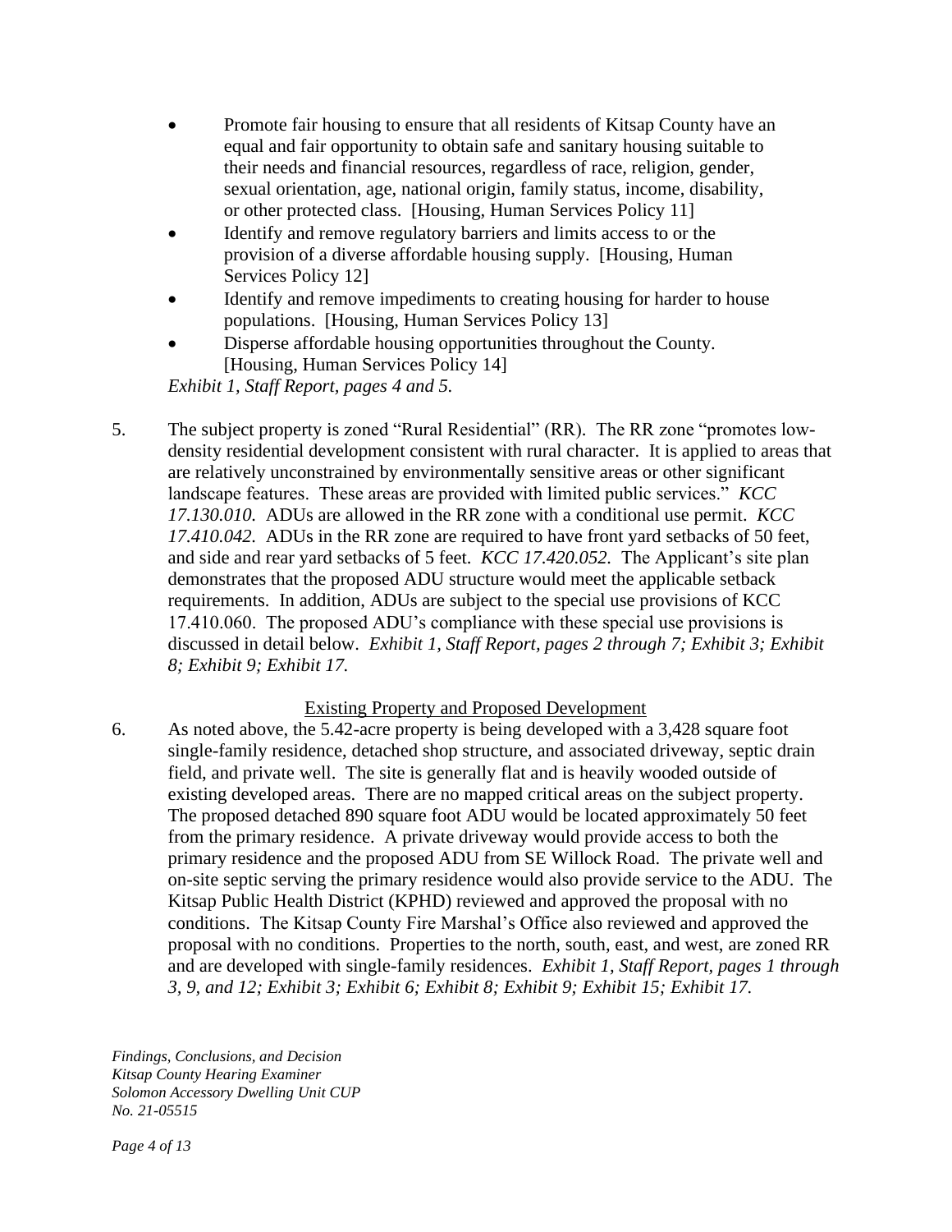- Promote fair housing to ensure that all residents of Kitsap County have an equal and fair opportunity to obtain safe and sanitary housing suitable to their needs and financial resources, regardless of race, religion, gender, sexual orientation, age, national origin, family status, income, disability, or other protected class. [Housing, Human Services Policy 11]
- Identify and remove regulatory barriers and limits access to or the provision of a diverse affordable housing supply. [Housing, Human Services Policy 12]
- Identify and remove impediments to creating housing for harder to house populations. [Housing, Human Services Policy 13]
- Disperse affordable housing opportunities throughout the County. [Housing, Human Services Policy 14]

*Exhibit 1, Staff Report, pages 4 and 5.*

5. The subject property is zoned "Rural Residential" (RR). The RR zone "promotes low-density residential development consistent with rural character. It is applied to areas that are relatively unconstrained by environmentally sensitive areas or other significant landscape features. These areas are provided with limited public services." *KCC 17.130.010.* ADUs are allowed in the RR zone with a conditional use permit. *KCC 17.410.042.* ADUs in the RR zone are required to have front yard setbacks of 50 feet, and side and rear yard setbacks of 5 feet. *KCC 17.420.052.* The Applicant's site plan demonstrates that the proposed ADU structure would meet the applicable setback requirements. In addition, ADUs are subject to the special use provisions of KCC 17.410.060. The proposed ADU's compliance with these special use provisions is discussed in detail below. *Exhibit 1, Staff Report, pages 2 through 7; Exhibit 3; Exhibit 8; Exhibit 9; Exhibit 17.*

<u>Existing Property and Proposed Development</u>

6. As noted above, the 5.42-acre property is being developed with a 3,428 square foot single-family residence, detached shop structure, and associated driveway, septic drain field, and private well. The site is generally flat and is heavily wooded outside of existing developed areas. There are no mapped critical areas on the subject property. The proposed detached 890 square foot ADU would be located approximately 50 feet from the primary residence. A private driveway would provide access to both the primary residence and the proposed ADU from SE Willock Road. The private well and on-site septic serving the primary residence would also provide service to the ADU. The Kitsap Public Health District (KPHD) reviewed and approved the proposal with no conditions. The Kitsap County Fire Marshal's Office also reviewed and approved the proposal with no conditions. Properties to the north, south, east, and west, are zoned RR and are developed with single-family residences. *Exhibit 1, Staff Report, pages 1 through 3, 9, and 12; Exhibit 3; Exhibit 6; Exhibit 8; Exhibit 9; Exhibit 15; Exhibit 17.*

*Findings, Conclusions, and Decision*
*Kitsap County Hearing Examiner*
*Solomon Accessory Dwelling Unit CUP*
*No. 21-05515*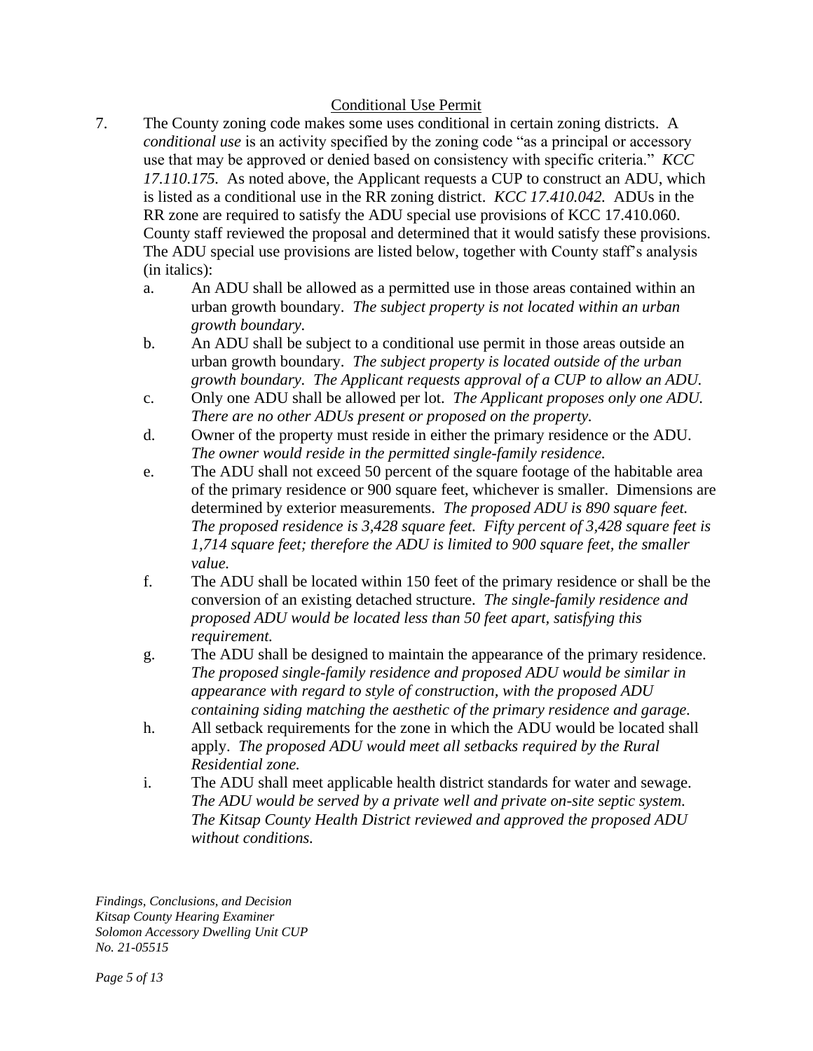## Conditional Use Permit

7. The County zoning code makes some uses conditional in certain zoning districts. A *conditional use* is an activity specified by the zoning code "as a principal or accessory use that may be approved or denied based on consistency with specific criteria." *KCC 17.110.175.* As noted above, the Applicant requests a CUP to construct an ADU, which is listed as a conditional use in the RR zoning district. *KCC 17.410.042.* ADUs in the RR zone are required to satisfy the ADU special use provisions of KCC 17.410.060. County staff reviewed the proposal and determined that it would satisfy these provisions. The ADU special use provisions are listed below, together with County staff's analysis (in italics):

   a. An ADU shall be allowed as a permitted use in those areas contained within an urban growth boundary. *The subject property is not located within an urban growth boundary.*

   b. An ADU shall be subject to a conditional use permit in those areas outside an urban growth boundary. *The subject property is located outside of the urban growth boundary. The Applicant requests approval of a CUP to allow an ADU.*

   c. Only one ADU shall be allowed per lot. *The Applicant proposes only one ADU. There are no other ADUs present or proposed on the property.*

   d. Owner of the property must reside in either the primary residence or the ADU. *The owner would reside in the permitted single-family residence.*

   e. The ADU shall not exceed 50 percent of the square footage of the habitable area of the primary residence or 900 square feet, whichever is smaller. Dimensions are determined by exterior measurements. *The proposed ADU is 890 square feet. The proposed residence is 3,428 square feet. Fifty percent of 3,428 square feet is 1,714 square feet; therefore the ADU is limited to 900 square feet, the smaller value.*

   f. The ADU shall be located within 150 feet of the primary residence or shall be the conversion of an existing detached structure. *The single-family residence and proposed ADU would be located less than 50 feet apart, satisfying this requirement.*

   g. The ADU shall be designed to maintain the appearance of the primary residence. *The proposed single-family residence and proposed ADU would be similar in appearance with regard to style of construction, with the proposed ADU containing siding matching the aesthetic of the primary residence and garage.*

   h. All setback requirements for the zone in which the ADU would be located shall apply. *The proposed ADU would meet all setbacks required by the Rural Residential zone.*

   i. The ADU shall meet applicable health district standards for water and sewage. *The ADU would be served by a private well and private on-site septic system. The Kitsap County Health District reviewed and approved the proposed ADU without conditions.*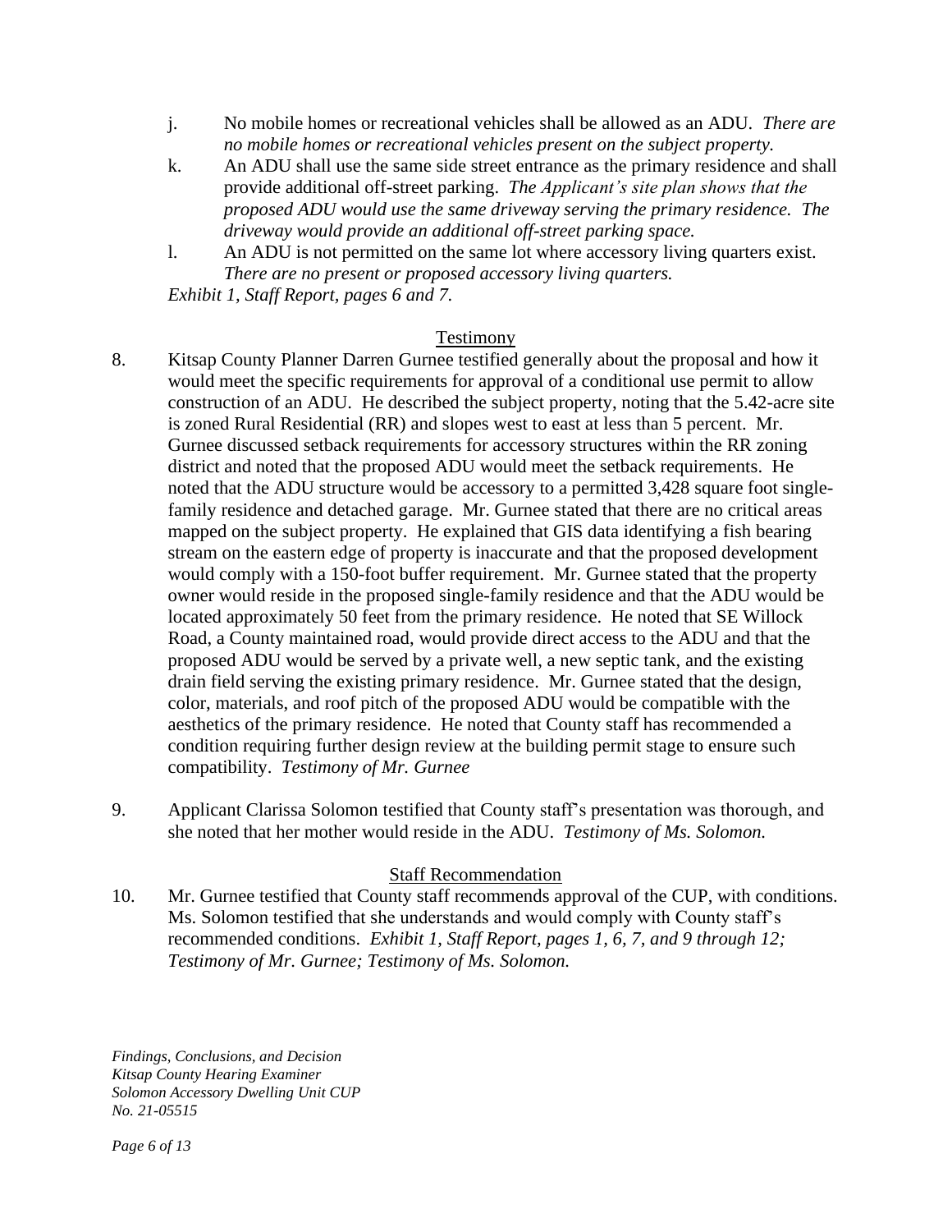j. No mobile homes or recreational vehicles shall be allowed as an ADU. *There are no mobile homes or recreational vehicles present on the subject property.*

k. An ADU shall use the same side street entrance as the primary residence and shall provide additional off-street parking. *The Applicant's site plan shows that the proposed ADU would use the same driveway serving the primary residence. The driveway would provide an additional off-street parking space.*

l. An ADU is not permitted on the same lot where accessory living quarters exist. *There are no present or proposed accessory living quarters.*

*Exhibit 1, Staff Report, pages 6 and 7.*

## Testimony

8. Kitsap County Planner Darren Gurnee testified generally about the proposal and how it would meet the specific requirements for approval of a conditional use permit to allow construction of an ADU. He described the subject property, noting that the 5.42-acre site is zoned Rural Residential (RR) and slopes west to east at less than 5 percent. Mr. Gurnee discussed setback requirements for accessory structures within the RR zoning district and noted that the proposed ADU would meet the setback requirements. He noted that the ADU structure would be accessory to a permitted 3,428 square foot single-family residence and detached garage. Mr. Gurnee stated that there are no critical areas mapped on the subject property. He explained that GIS data identifying a fish bearing stream on the eastern edge of property is inaccurate and that the proposed development would comply with a 150-foot buffer requirement. Mr. Gurnee stated that the property owner would reside in the proposed single-family residence and that the ADU would be located approximately 50 feet from the primary residence. He noted that SE Willock Road, a County maintained road, would provide direct access to the ADU and that the proposed ADU would be served by a private well, a new septic tank, and the existing drain field serving the existing primary residence. Mr. Gurnee stated that the design, color, materials, and roof pitch of the proposed ADU would be compatible with the aesthetics of the primary residence. He noted that County staff has recommended a condition requiring further design review at the building permit stage to ensure such compatibility. *Testimony of Mr. Gurnee*

9. Applicant Clarissa Solomon testified that County staff's presentation was thorough, and she noted that her mother would reside in the ADU. *Testimony of Ms. Solomon.*

## Staff Recommendation

10. Mr. Gurnee testified that County staff recommends approval of the CUP, with conditions. Ms. Solomon testified that she understands and would comply with County staff's recommended conditions. *Exhibit 1, Staff Report, pages 1, 6, 7, and 9 through 12; Testimony of Mr. Gurnee; Testimony of Ms. Solomon.*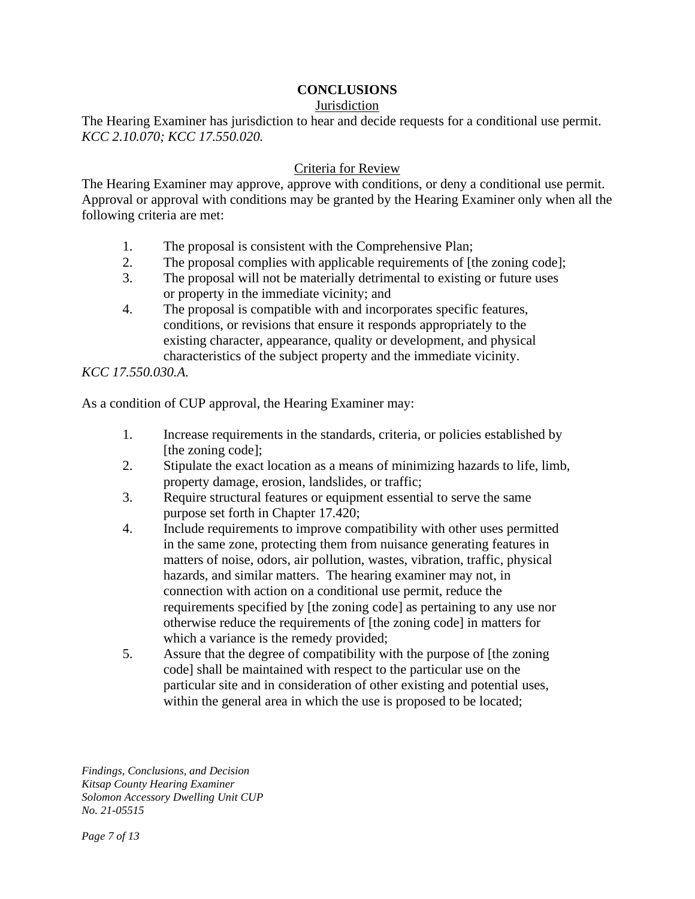## CONCLUSIONS

### Jurisdiction

The Hearing Examiner has jurisdiction to hear and decide requests for a conditional use permit. *KCC 2.10.070; KCC 17.550.020.*

### Criteria for Review

The Hearing Examiner may approve, approve with conditions, or deny a conditional use permit. Approval or approval with conditions may be granted by the Hearing Examiner only when all the following criteria are met:

1. The proposal is consistent with the Comprehensive Plan;
2. The proposal complies with applicable requirements of [the zoning code];
3. The proposal will not be materially detrimental to existing or future uses or property in the immediate vicinity; and
4. The proposal is compatible with and incorporates specific features, conditions, or revisions that ensure it responds appropriately to the existing character, appearance, quality or development, and physical characteristics of the subject property and the immediate vicinity.

*KCC 17.550.030.A.*

As a condition of CUP approval, the Hearing Examiner may:

1. Increase requirements in the standards, criteria, or policies established by [the zoning code];
2. Stipulate the exact location as a means of minimizing hazards to life, limb, property damage, erosion, landslides, or traffic;
3. Require structural features or equipment essential to serve the same purpose set forth in Chapter 17.420;
4. Include requirements to improve compatibility with other uses permitted in the same zone, protecting them from nuisance generating features in matters of noise, odors, air pollution, wastes, vibration, traffic, physical hazards, and similar matters. The hearing examiner may not, in connection with action on a conditional use permit, reduce the requirements specified by [the zoning code] as pertaining to any use nor otherwise reduce the requirements of [the zoning code] in matters for which a variance is the remedy provided;
5. Assure that the degree of compatibility with the purpose of [the zoning code] shall be maintained with respect to the particular use on the particular site and in consideration of other existing and potential uses, within the general area in which the use is proposed to be located;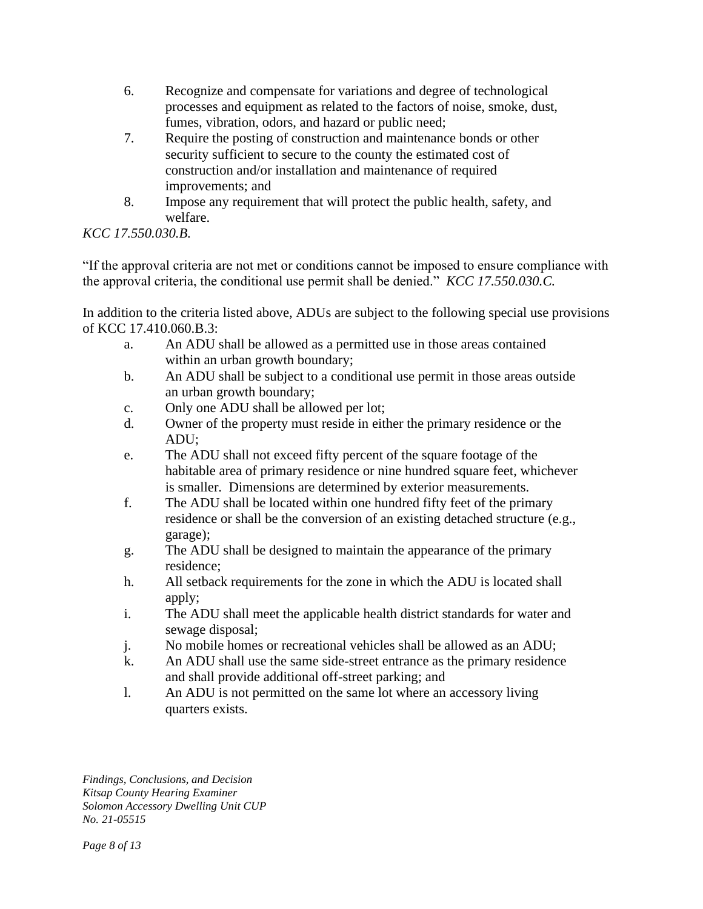6. Recognize and compensate for variations and degree of technological processes and equipment as related to the factors of noise, smoke, dust, fumes, vibration, odors, and hazard or public need;
7. Require the posting of construction and maintenance bonds or other security sufficient to secure to the county the estimated cost of construction and/or installation and maintenance of required improvements; and
8. Impose any requirement that will protect the public health, safety, and welfare.

*KCC 17.550.030.B.*

"If the approval criteria are not met or conditions cannot be imposed to ensure compliance with the approval criteria, the conditional use permit shall be denied." *KCC 17.550.030.C.*

In addition to the criteria listed above, ADUs are subject to the following special use provisions of KCC 17.410.060.B.3:

a. An ADU shall be allowed as a permitted use in those areas contained within an urban growth boundary;
b. An ADU shall be subject to a conditional use permit in those areas outside an urban growth boundary;
c. Only one ADU shall be allowed per lot;
d. Owner of the property must reside in either the primary residence or the ADU;
e. The ADU shall not exceed fifty percent of the square footage of the habitable area of primary residence or nine hundred square feet, whichever is smaller. Dimensions are determined by exterior measurements.
f. The ADU shall be located within one hundred fifty feet of the primary residence or shall be the conversion of an existing detached structure (e.g., garage);
g. The ADU shall be designed to maintain the appearance of the primary residence;
h. All setback requirements for the zone in which the ADU is located shall apply;
i. The ADU shall meet the applicable health district standards for water and sewage disposal;
j. No mobile homes or recreational vehicles shall be allowed as an ADU;
k. An ADU shall use the same side-street entrance as the primary residence and shall provide additional off-street parking; and
l. An ADU is not permitted on the same lot where an accessory living quarters exists.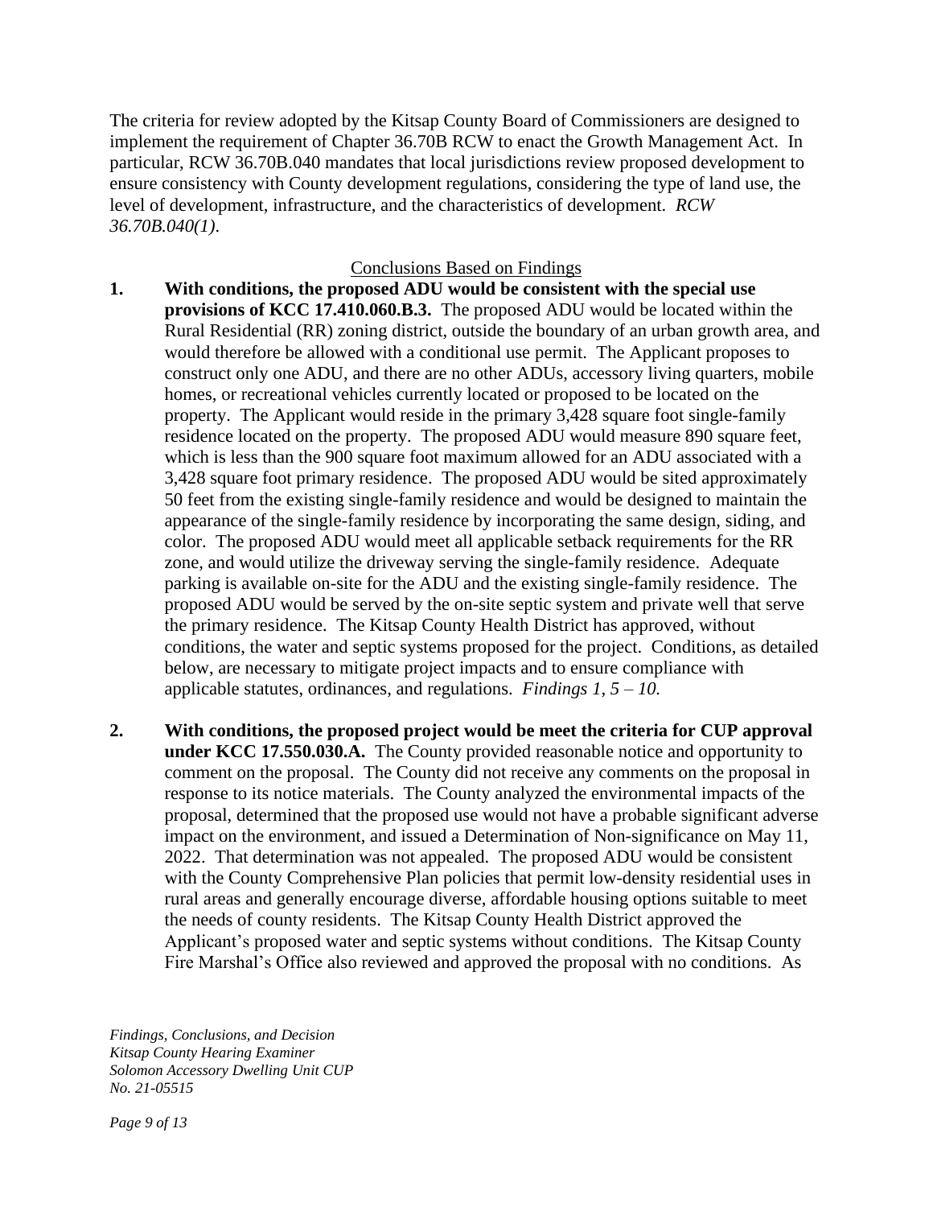The criteria for review adopted by the Kitsap County Board of Commissioners are designed to implement the requirement of Chapter 36.70B RCW to enact the Growth Management Act. In particular, RCW 36.70B.040 mandates that local jurisdictions review proposed development to ensure consistency with County development regulations, considering the type of land use, the level of development, infrastructure, and the characteristics of development. *RCW 36.70B.040(1)*.

<u>Conclusions Based on Findings</u>

1. **With conditions, the proposed ADU would be consistent with the special use provisions of KCC 17.410.060.B.3.** The proposed ADU would be located within the Rural Residential (RR) zoning district, outside the boundary of an urban growth area, and would therefore be allowed with a conditional use permit. The Applicant proposes to construct only one ADU, and there are no other ADUs, accessory living quarters, mobile homes, or recreational vehicles currently located or proposed to be located on the property. The Applicant would reside in the primary 3,428 square foot single-family residence located on the property. The proposed ADU would measure 890 square feet, which is less than the 900 square foot maximum allowed for an ADU associated with a 3,428 square foot primary residence. The proposed ADU would be sited approximately 50 feet from the existing single-family residence and would be designed to maintain the appearance of the single-family residence by incorporating the same design, siding, and color. The proposed ADU would meet all applicable setback requirements for the RR zone, and would utilize the driveway serving the single-family residence. Adequate parking is available on-site for the ADU and the existing single-family residence. The proposed ADU would be served by the on-site septic system and private well that serve the primary residence. The Kitsap County Health District has approved, without conditions, the water and septic systems proposed for the project. Conditions, as detailed below, are necessary to mitigate project impacts and to ensure compliance with applicable statutes, ordinances, and regulations. *Findings 1, 5 – 10.*

2. **With conditions, the proposed project would be meet the criteria for CUP approval under KCC 17.550.030.A.** The County provided reasonable notice and opportunity to comment on the proposal. The County did not receive any comments on the proposal in response to its notice materials. The County analyzed the environmental impacts of the proposal, determined that the proposed use would not have a probable significant adverse impact on the environment, and issued a Determination of Non-significance on May 11, 2022. That determination was not appealed. The proposed ADU would be consistent with the County Comprehensive Plan policies that permit low-density residential uses in rural areas and generally encourage diverse, affordable housing options suitable to meet the needs of county residents. The Kitsap County Health District approved the Applicant's proposed water and septic systems without conditions. The Kitsap County Fire Marshal's Office also reviewed and approved the proposal with no conditions. As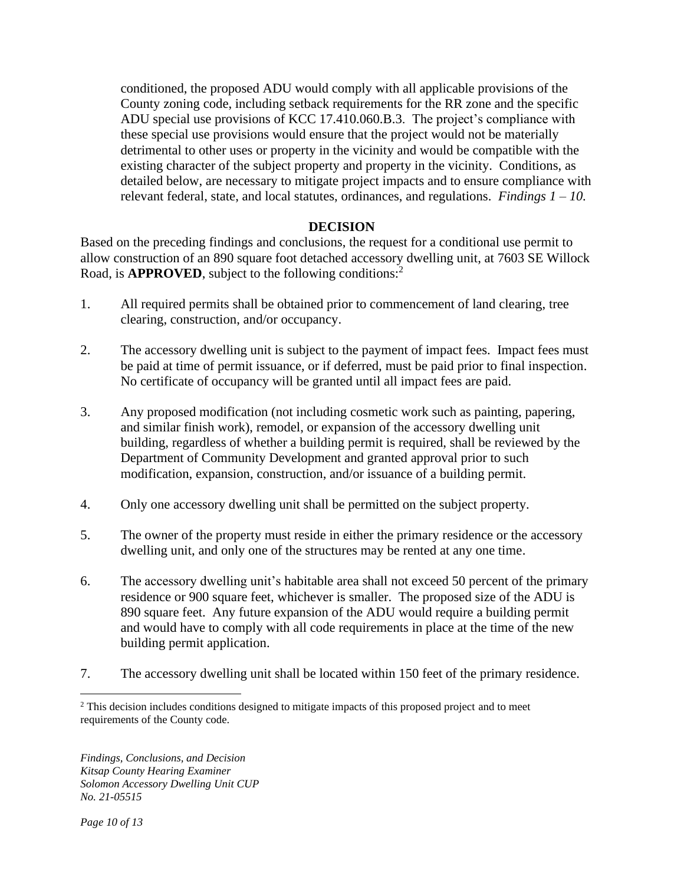conditioned, the proposed ADU would comply with all applicable provisions of the County zoning code, including setback requirements for the RR zone and the specific ADU special use provisions of KCC 17.410.060.B.3. The project's compliance with these special use provisions would ensure that the project would not be materially detrimental to other uses or property in the vicinity and would be compatible with the existing character of the subject property and property in the vicinity. Conditions, as detailed below, are necessary to mitigate project impacts and to ensure compliance with relevant federal, state, and local statutes, ordinances, and regulations. *Findings 1 – 10.*

## DECISION

Based on the preceding findings and conclusions, the request for a conditional use permit to allow construction of an 890 square foot detached accessory dwelling unit, at 7603 SE Willock Road, is **APPROVED**, subject to the following conditions:[2]

1. All required permits shall be obtained prior to commencement of land clearing, tree clearing, construction, and/or occupancy.

2. The accessory dwelling unit is subject to the payment of impact fees. Impact fees must be paid at time of permit issuance, or if deferred, must be paid prior to final inspection. No certificate of occupancy will be granted until all impact fees are paid.

3. Any proposed modification (not including cosmetic work such as painting, papering, and similar finish work), remodel, or expansion of the accessory dwelling unit building, regardless of whether a building permit is required, shall be reviewed by the Department of Community Development and granted approval prior to such modification, expansion, construction, and/or issuance of a building permit.

4. Only one accessory dwelling unit shall be permitted on the subject property.

5. The owner of the property must reside in either the primary residence or the accessory dwelling unit, and only one of the structures may be rented at any one time.

6. The accessory dwelling unit's habitable area shall not exceed 50 percent of the primary residence or 900 square feet, whichever is smaller. The proposed size of the ADU is 890 square feet. Any future expansion of the ADU would require a building permit and would have to comply with all code requirements in place at the time of the new building permit application.

7. The accessory dwelling unit shall be located within 150 feet of the primary residence.

[2] This decision includes conditions designed to mitigate impacts of this proposed project and to meet requirements of the County code.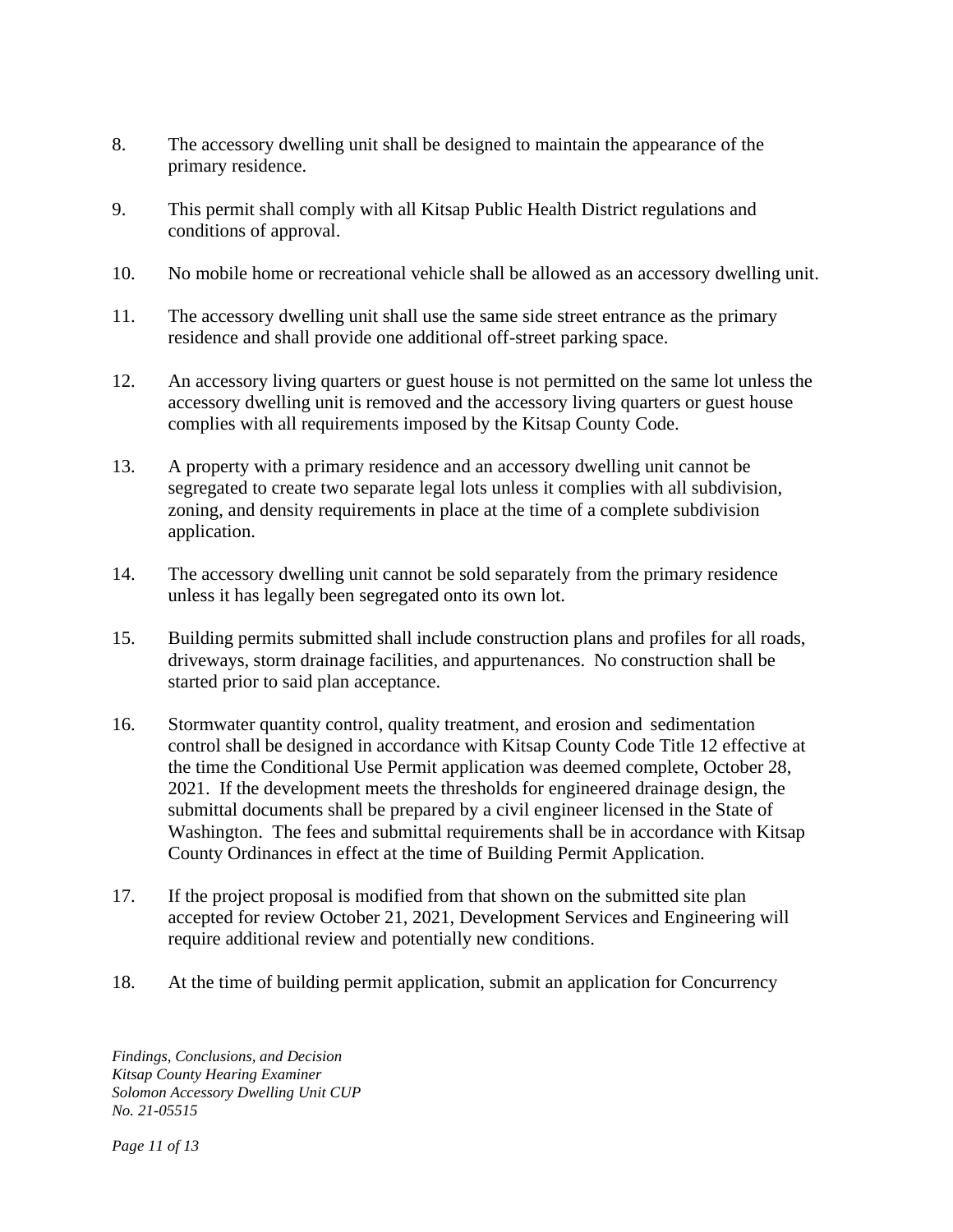8. The accessory dwelling unit shall be designed to maintain the appearance of the primary residence.

9. This permit shall comply with all Kitsap Public Health District regulations and conditions of approval.

10. No mobile home or recreational vehicle shall be allowed as an accessory dwelling unit.

11. The accessory dwelling unit shall use the same side street entrance as the primary residence and shall provide one additional off-street parking space.

12. An accessory living quarters or guest house is not permitted on the same lot unless the accessory dwelling unit is removed and the accessory living quarters or guest house complies with all requirements imposed by the Kitsap County Code.

13. A property with a primary residence and an accessory dwelling unit cannot be segregated to create two separate legal lots unless it complies with all subdivision, zoning, and density requirements in place at the time of a complete subdivision application.

14. The accessory dwelling unit cannot be sold separately from the primary residence unless it has legally been segregated onto its own lot.

15. Building permits submitted shall include construction plans and profiles for all roads, driveways, storm drainage facilities, and appurtenances. No construction shall be started prior to said plan acceptance.

16. Stormwater quantity control, quality treatment, and erosion and sedimentation control shall be designed in accordance with Kitsap County Code Title 12 effective at the time the Conditional Use Permit application was deemed complete, October 28, 2021. If the development meets the thresholds for engineered drainage design, the submittal documents shall be prepared by a civil engineer licensed in the State of Washington. The fees and submittal requirements shall be in accordance with Kitsap County Ordinances in effect at the time of Building Permit Application.

17. If the project proposal is modified from that shown on the submitted site plan accepted for review October 21, 2021, Development Services and Engineering will require additional review and potentially new conditions.

18. At the time of building permit application, submit an application for Concurrency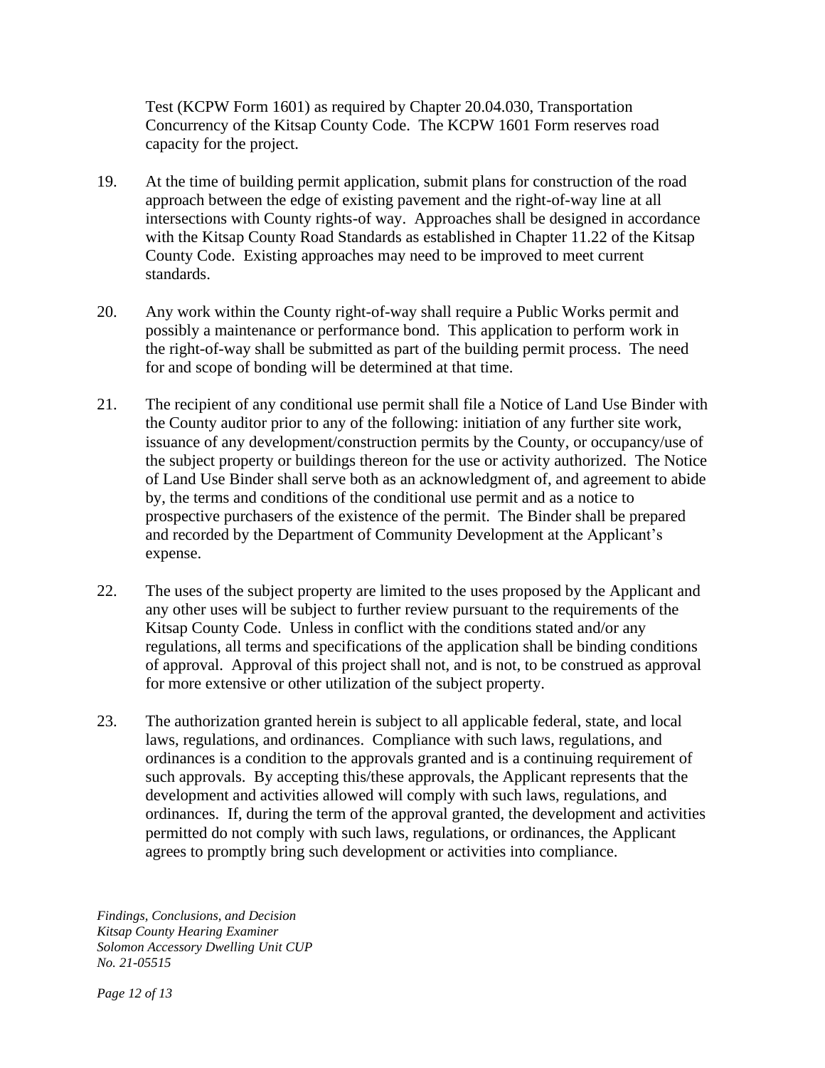Test (KCPW Form 1601) as required by Chapter 20.04.030, Transportation Concurrency of the Kitsap County Code. The KCPW 1601 Form reserves road capacity for the project.

19. At the time of building permit application, submit plans for construction of the road approach between the edge of existing pavement and the right-of-way line at all intersections with County rights-of way. Approaches shall be designed in accordance with the Kitsap County Road Standards as established in Chapter 11.22 of the Kitsap County Code. Existing approaches may need to be improved to meet current standards.

20. Any work within the County right-of-way shall require a Public Works permit and possibly a maintenance or performance bond. This application to perform work in the right-of-way shall be submitted as part of the building permit process. The need for and scope of bonding will be determined at that time.

21. The recipient of any conditional use permit shall file a Notice of Land Use Binder with the County auditor prior to any of the following: initiation of any further site work, issuance of any development/construction permits by the County, or occupancy/use of the subject property or buildings thereon for the use or activity authorized. The Notice of Land Use Binder shall serve both as an acknowledgment of, and agreement to abide by, the terms and conditions of the conditional use permit and as a notice to prospective purchasers of the existence of the permit. The Binder shall be prepared and recorded by the Department of Community Development at the Applicant's expense.

22. The uses of the subject property are limited to the uses proposed by the Applicant and any other uses will be subject to further review pursuant to the requirements of the Kitsap County Code. Unless in conflict with the conditions stated and/or any regulations, all terms and specifications of the application shall be binding conditions of approval. Approval of this project shall not, and is not, to be construed as approval for more extensive or other utilization of the subject property.

23. The authorization granted herein is subject to all applicable federal, state, and local laws, regulations, and ordinances. Compliance with such laws, regulations, and ordinances is a condition to the approvals granted and is a continuing requirement of such approvals. By accepting this/these approvals, the Applicant represents that the development and activities allowed will comply with such laws, regulations, and ordinances. If, during the term of the approval granted, the development and activities permitted do not comply with such laws, regulations, or ordinances, the Applicant agrees to promptly bring such development or activities into compliance.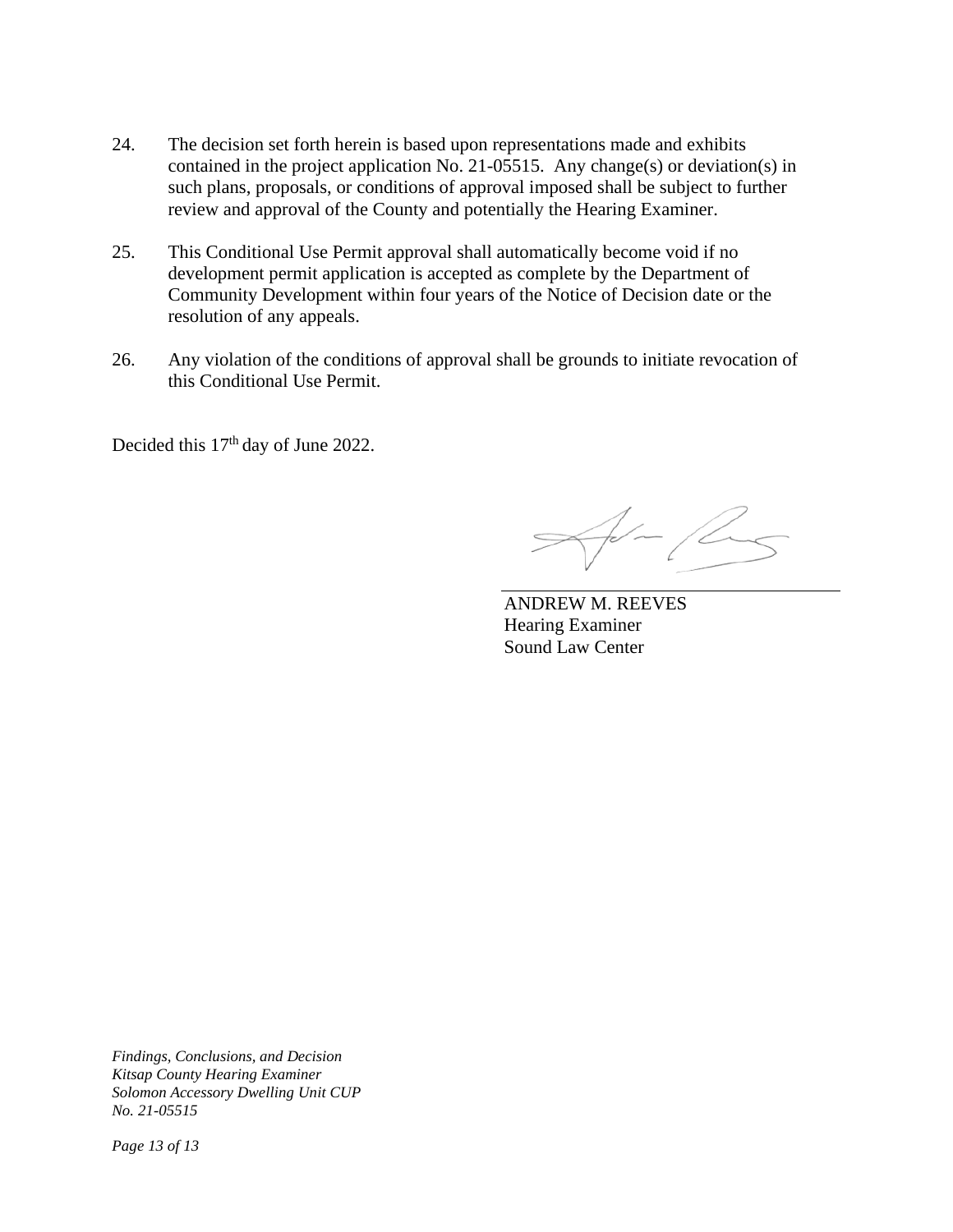24. The decision set forth herein is based upon representations made and exhibits contained in the project application No. 21-05515. Any change(s) or deviation(s) in such plans, proposals, or conditions of approval imposed shall be subject to further review and approval of the County and potentially the Hearing Examiner.

25. This Conditional Use Permit approval shall automatically become void if no development permit application is accepted as complete by the Department of Community Development within four years of the Notice of Decision date or the resolution of any appeals.

26. Any violation of the conditions of approval shall be grounds to initiate revocation of this Conditional Use Permit.

Decided this 17th day of June 2022.

ANDREW M. REEVES
Hearing Examiner
Sound Law Center